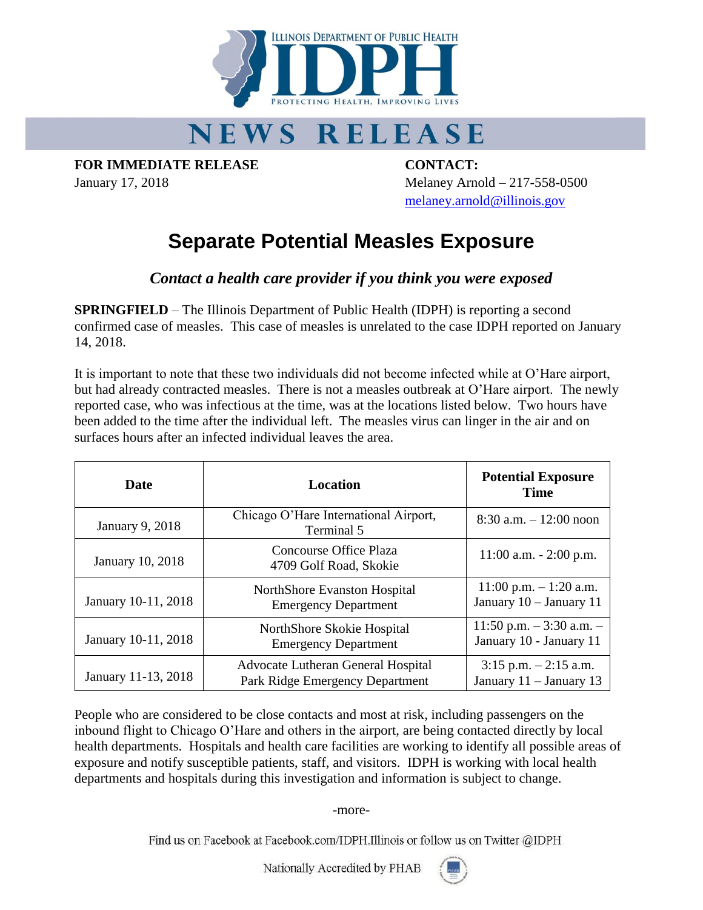# NEWS RELEASE

**FOR IMMEDIATE RELEASE**
January 17, 2018

**CONTACT:**
Melaney Arnold – 217-558-0500
melaney.arnold@illinois.gov

# Separate Potential Measles Exposure

### *Contact a health care provider if you think you were exposed*

**SPRINGFIELD** – The Illinois Department of Public Health (IDPH) is reporting a second confirmed case of measles. This case of measles is unrelated to the case IDPH reported on January 14, 2018.

It is important to note that these two individuals did not become infected while at O'Hare airport, but had already contracted measles. There is not a measles outbreak at O'Hare airport. The newly reported case, who was infectious at the time, was at the locations listed below. Two hours have been added to the time after the individual left. The measles virus can linger in the air and on surfaces hours after an infected individual leaves the area.

| Date | Location | Potential Exposure Time |
|---|---|---|
| January 9, 2018 | Chicago O'Hare International Airport, Terminal 5 | 8:30 a.m. – 12:00 noon |
| January 10, 2018 | Concourse Office Plaza 4709 Golf Road, Skokie | 11:00 a.m. - 2:00 p.m. |
| January 10-11, 2018 | NorthShore Evanston Hospital Emergency Department | 11:00 p.m. – 1:20 a.m. January 10 – January 11 |
| January 10-11, 2018 | NorthShore Skokie Hospital Emergency Department | 11:50 p.m. – 3:30 a.m. – January 10 - January 11 |
| January 11-13, 2018 | Advocate Lutheran General Hospital Park Ridge Emergency Department | 3:15 p.m. – 2:15 a.m. January 11 – January 13 |

People who are considered to be close contacts and most at risk, including passengers on the inbound flight to Chicago O'Hare and others in the airport, are being contacted directly by local health departments. Hospitals and health care facilities are working to identify all possible areas of exposure and notify susceptible patients, staff, and visitors. IDPH is working with local health departments and hospitals during this investigation and information is subject to change.

-more-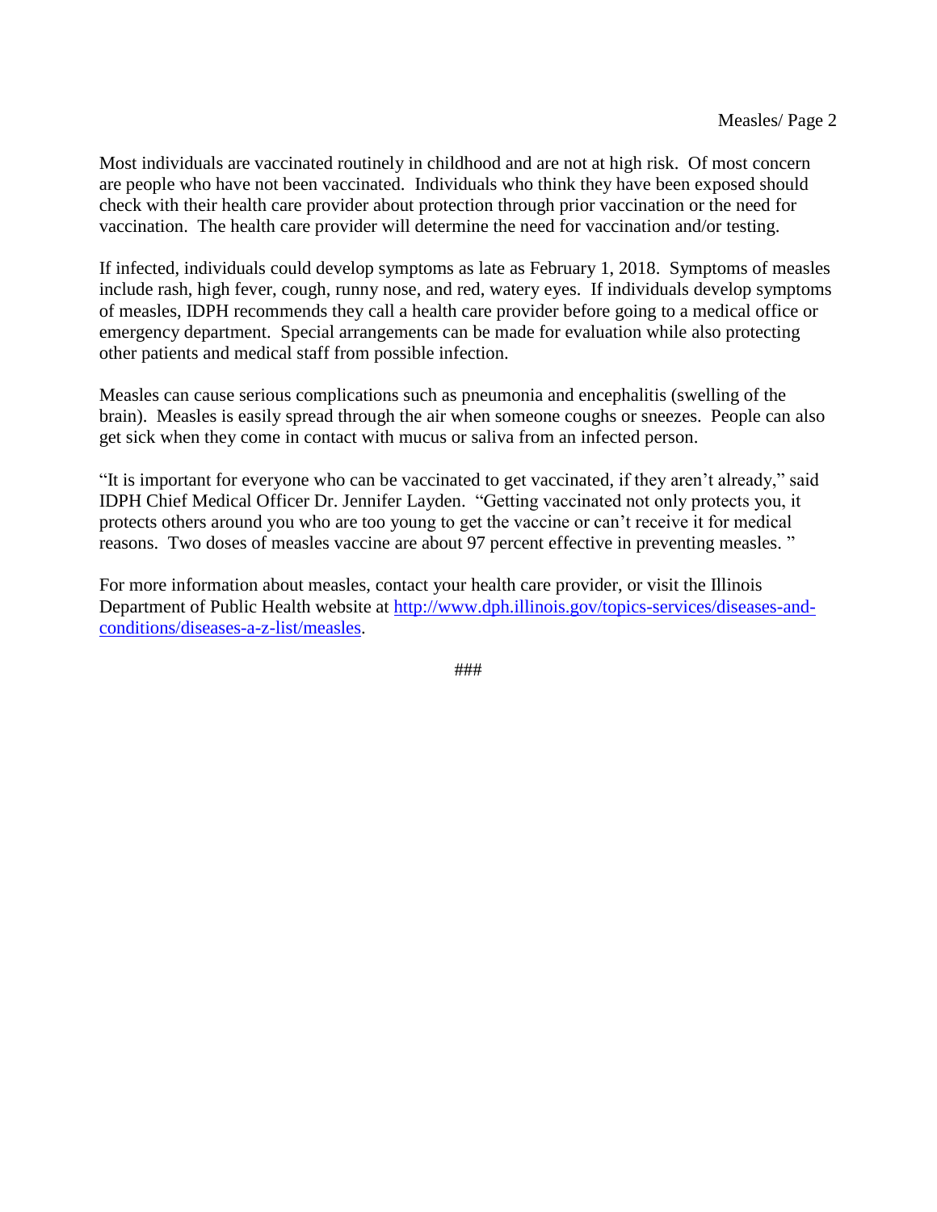Most individuals are vaccinated routinely in childhood and are not at high risk. Of most concern are people who have not been vaccinated. Individuals who think they have been exposed should check with their health care provider about protection through prior vaccination or the need for vaccination. The health care provider will determine the need for vaccination and/or testing.

If infected, individuals could develop symptoms as late as February 1, 2018. Symptoms of measles include rash, high fever, cough, runny nose, and red, watery eyes. If individuals develop symptoms of measles, IDPH recommends they call a health care provider before going to a medical office or emergency department. Special arrangements can be made for evaluation while also protecting other patients and medical staff from possible infection.

Measles can cause serious complications such as pneumonia and encephalitis (swelling of the brain). Measles is easily spread through the air when someone coughs or sneezes. People can also get sick when they come in contact with mucus or saliva from an infected person.

"It is important for everyone who can be vaccinated to get vaccinated, if they aren't already," said IDPH Chief Medical Officer Dr. Jennifer Layden. "Getting vaccinated not only protects you, it protects others around you who are too young to get the vaccine or can't receive it for medical reasons. Two doses of measles vaccine are about 97 percent effective in preventing measles. "

For more information about measles, contact your health care provider, or visit the Illinois Department of Public Health website at [http://www.dph.illinois.gov/topics-services/diseases-and-conditions/diseases-a-z-list/measles](http://www.dph.illinois.gov/topics-services/diseases-and-conditions/diseases-a-z-list/measles).

###